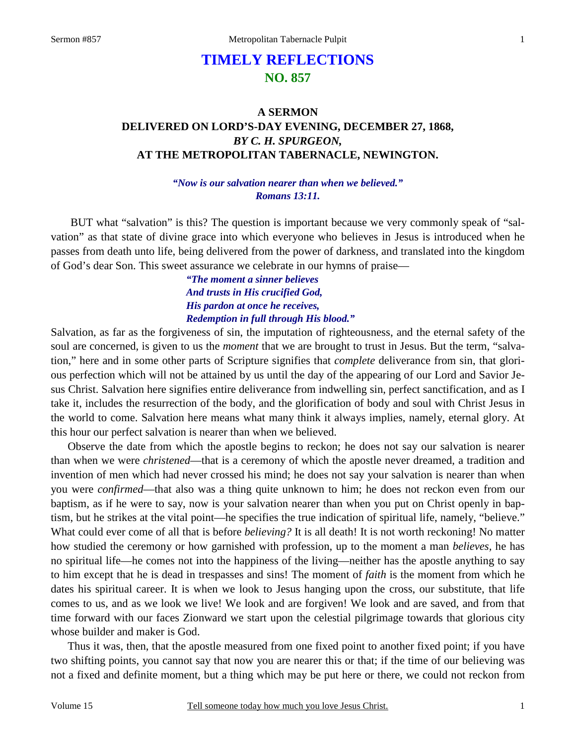# TIMELY REFLECTIONS

## NO. 857

### A SERMON DELIVERED ON LORD'S-DAY EVENING, DECEMBER 27, 1868, *BY C. H. SPURGEON,* AT THE METROPOLITAN TABERNACLE, NEWINGTON.

*"Now is our salvation nearer than when we believed." Romans 13:11.*

BUT what "salvation" is this? The question is important because we very commonly speak of "salvation" as that state of divine grace into which everyone who believes in Jesus is introduced when he passes from death unto life, being delivered from the power of darkness, and translated into the kingdom of God's dear Son. This sweet assurance we celebrate in our hymns of praise—

> *"The moment a sinner believes*
> *And trusts in His crucified God,*
> *His pardon at once he receives,*
> *Redemption in full through His blood."*

Salvation, as far as the forgiveness of sin, the imputation of righteousness, and the eternal safety of the soul are concerned, is given to us the *moment* that we are brought to trust in Jesus. But the term, "salvation," here and in some other parts of Scripture signifies that *complete* deliverance from sin, that glorious perfection which will not be attained by us until the day of the appearing of our Lord and Savior Jesus Christ. Salvation here signifies entire deliverance from indwelling sin, perfect sanctification, and as I take it, includes the resurrection of the body, and the glorification of body and soul with Christ Jesus in the world to come. Salvation here means what many think it always implies, namely, eternal glory. At this hour our perfect salvation is nearer than when we believed.

Observe the date from which the apostle begins to reckon; he does not say our salvation is nearer than when we were *christened*—that is a ceremony of which the apostle never dreamed, a tradition and invention of men which had never crossed his mind; he does not say your salvation is nearer than when you were *confirmed*—that also was a thing quite unknown to him; he does not reckon even from our baptism, as if he were to say, now is your salvation nearer than when you put on Christ openly in baptism, but he strikes at the vital point—he specifies the true indication of spiritual life, namely, "believe." What could ever come of all that is before *believing?* It is all death! It is not worth reckoning! No matter how studied the ceremony or how garnished with profession, up to the moment a man *believes,* he has no spiritual life—he comes not into the happiness of the living—neither has the apostle anything to say to him except that he is dead in trespasses and sins! The moment of *faith* is the moment from which he dates his spiritual career. It is when we look to Jesus hanging upon the cross, our substitute, that life comes to us, and as we look we live! We look and are forgiven! We look and are saved, and from that time forward with our faces Zionward we start upon the celestial pilgrimage towards that glorious city whose builder and maker is God.

Thus it was, then, that the apostle measured from one fixed point to another fixed point; if you have two shifting points, you cannot say that now you are nearer this or that; if the time of our believing was not a fixed and definite moment, but a thing which may be put here or there, we could not reckon from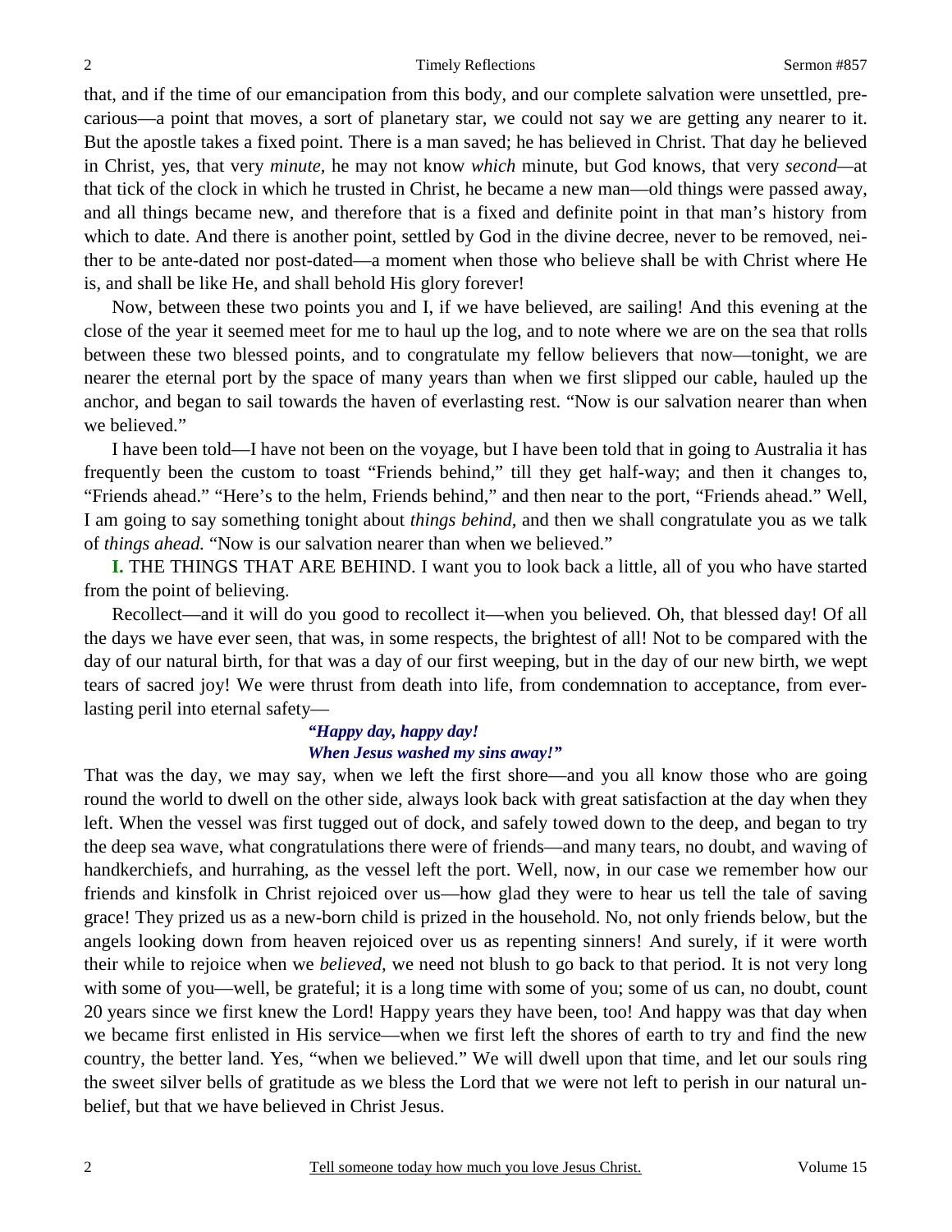that, and if the time of our emancipation from this body, and our complete salvation were unsettled, precarious—a point that moves, a sort of planetary star, we could not say we are getting any nearer to it. But the apostle takes a fixed point. There is a man saved; he has believed in Christ. That day he believed in Christ, yes, that very *minute,* he may not know *which* minute, but God knows, that very *second*—at that tick of the clock in which he trusted in Christ, he became a new man—old things were passed away, and all things became new, and therefore that is a fixed and definite point in that man's history from which to date. And there is another point, settled by God in the divine decree, never to be removed, neither to be ante-dated nor post-dated—a moment when those who believe shall be with Christ where He is, and shall be like He, and shall behold His glory forever!

Now, between these two points you and I, if we have believed, are sailing! And this evening at the close of the year it seemed meet for me to haul up the log, and to note where we are on the sea that rolls between these two blessed points, and to congratulate my fellow believers that now—tonight, we are nearer the eternal port by the space of many years than when we first slipped our cable, hauled up the anchor, and began to sail towards the haven of everlasting rest. "Now is our salvation nearer than when we believed."

I have been told—I have not been on the voyage, but I have been told that in going to Australia it has frequently been the custom to toast "Friends behind," till they get half-way; and then it changes to, "Friends ahead." "Here's to the helm, Friends behind," and then near to the port, "Friends ahead." Well, I am going to say something tonight about *things behind,* and then we shall congratulate you as we talk of *things ahead.* "Now is our salvation nearer than when we believed."

**I.** THE THINGS THAT ARE BEHIND. I want you to look back a little, all of you who have started from the point of believing.

Recollect—and it will do you good to recollect it—when you believed. Oh, that blessed day! Of all the days we have ever seen, that was, in some respects, the brightest of all! Not to be compared with the day of our natural birth, for that was a day of our first weeping, but in the day of our new birth, we wept tears of sacred joy! We were thrust from death into life, from condemnation to acceptance, from everlasting peril into eternal safety—

> ***"Happy day, happy day!***
> ***When Jesus washed my sins away!"***

That was the day, we may say, when we left the first shore—and you all know those who are going round the world to dwell on the other side, always look back with great satisfaction at the day when they left. When the vessel was first tugged out of dock, and safely towed down to the deep, and began to try the deep sea wave, what congratulations there were of friends—and many tears, no doubt, and waving of handkerchiefs, and hurrahing, as the vessel left the port. Well, now, in our case we remember how our friends and kinsfolk in Christ rejoiced over us—how glad they were to hear us tell the tale of saving grace! They prized us as a new-born child is prized in the household. No, not only friends below, but the angels looking down from heaven rejoiced over us as repenting sinners! And surely, if it were worth their while to rejoice when we *believed,* we need not blush to go back to that period. It is not very long with some of you—well, be grateful; it is a long time with some of you; some of us can, no doubt, count 20 years since we first knew the Lord! Happy years they have been, too! And happy was that day when we became first enlisted in His service—when we first left the shores of earth to try and find the new country, the better land. Yes, "when we believed." We will dwell upon that time, and let our souls ring the sweet silver bells of gratitude as we bless the Lord that we were not left to perish in our natural unbelief, but that we have believed in Christ Jesus.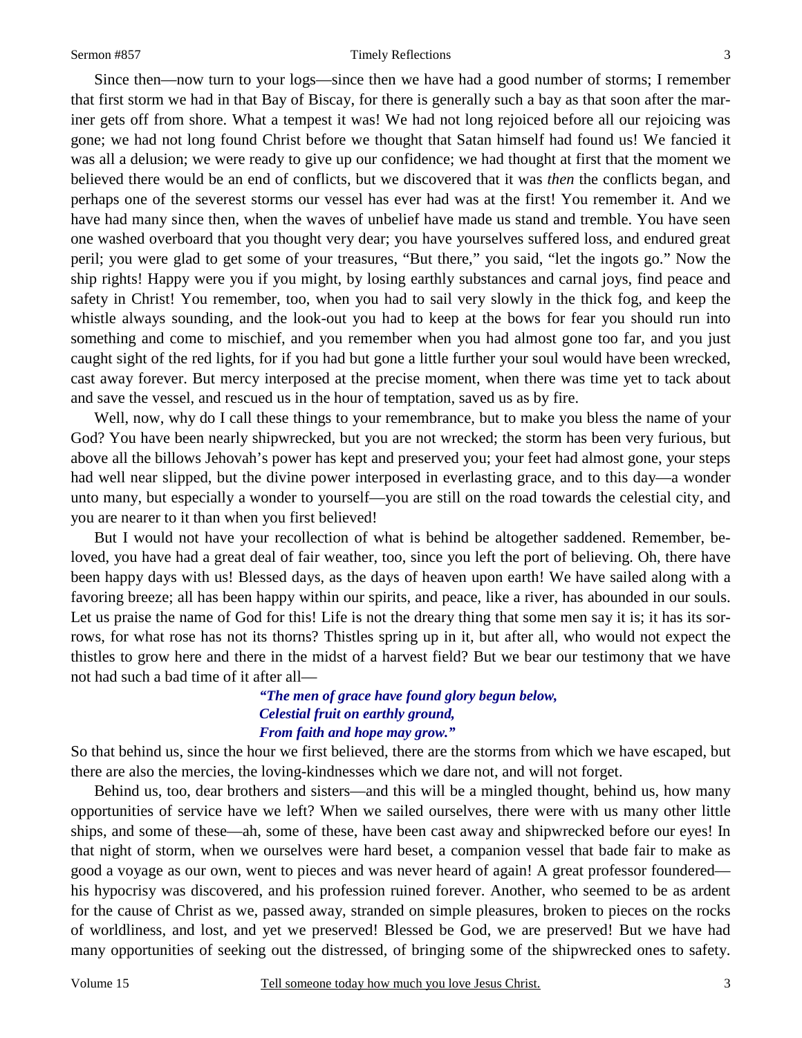Since then—now turn to your logs—since then we have had a good number of storms; I remember that first storm we had in that Bay of Biscay, for there is generally such a bay as that soon after the mariner gets off from shore. What a tempest it was! We had not long rejoiced before all our rejoicing was gone; we had not long found Christ before we thought that Satan himself had found us! We fancied it was all a delusion; we were ready to give up our confidence; we had thought at first that the moment we believed there would be an end of conflicts, but we discovered that it was *then* the conflicts began, and perhaps one of the severest storms our vessel has ever had was at the first! You remember it. And we have had many since then, when the waves of unbelief have made us stand and tremble. You have seen one washed overboard that you thought very dear; you have yourselves suffered loss, and endured great peril; you were glad to get some of your treasures, "But there," you said, "let the ingots go." Now the ship rights! Happy were you if you might, by losing earthly substances and carnal joys, find peace and safety in Christ! You remember, too, when you had to sail very slowly in the thick fog, and keep the whistle always sounding, and the look-out you had to keep at the bows for fear you should run into something and come to mischief, and you remember when you had almost gone too far, and you just caught sight of the red lights, for if you had but gone a little further your soul would have been wrecked, cast away forever. But mercy interposed at the precise moment, when there was time yet to tack about and save the vessel, and rescued us in the hour of temptation, saved us as by fire.

Well, now, why do I call these things to your remembrance, but to make you bless the name of your God? You have been nearly shipwrecked, but you are not wrecked; the storm has been very furious, but above all the billows Jehovah's power has kept and preserved you; your feet had almost gone, your steps had well near slipped, but the divine power interposed in everlasting grace, and to this day—a wonder unto many, but especially a wonder to yourself—you are still on the road towards the celestial city, and you are nearer to it than when you first believed!

But I would not have your recollection of what is behind be altogether saddened. Remember, beloved, you have had a great deal of fair weather, too, since you left the port of believing. Oh, there have been happy days with us! Blessed days, as the days of heaven upon earth! We have sailed along with a favoring breeze; all has been happy within our spirits, and peace, like a river, has abounded in our souls. Let us praise the name of God for this! Life is not the dreary thing that some men say it is; it has its sorrows, for what rose has not its thorns? Thistles spring up in it, but after all, who would not expect the thistles to grow here and there in the midst of a harvest field? But we bear our testimony that we have not had such a bad time of it after all—

> ***"The men of grace have found glory begun below,***
> ***Celestial fruit on earthly ground,***
> ***From faith and hope may grow."***

So that behind us, since the hour we first believed, there are the storms from which we have escaped, but there are also the mercies, the loving-kindnesses which we dare not, and will not forget.

Behind us, too, dear brothers and sisters—and this will be a mingled thought, behind us, how many opportunities of service have we left? When we sailed ourselves, there were with us many other little ships, and some of these—ah, some of these, have been cast away and shipwrecked before our eyes! In that night of storm, when we ourselves were hard beset, a companion vessel that bade fair to make as good a voyage as our own, went to pieces and was never heard of again! A great professor foundered—his hypocrisy was discovered, and his profession ruined forever. Another, who seemed to be as ardent for the cause of Christ as we, passed away, stranded on simple pleasures, broken to pieces on the rocks of worldliness, and lost, and yet we preserved! Blessed be God, we are preserved! But we have had many opportunities of seeking out the distressed, of bringing some of the shipwrecked ones to safety.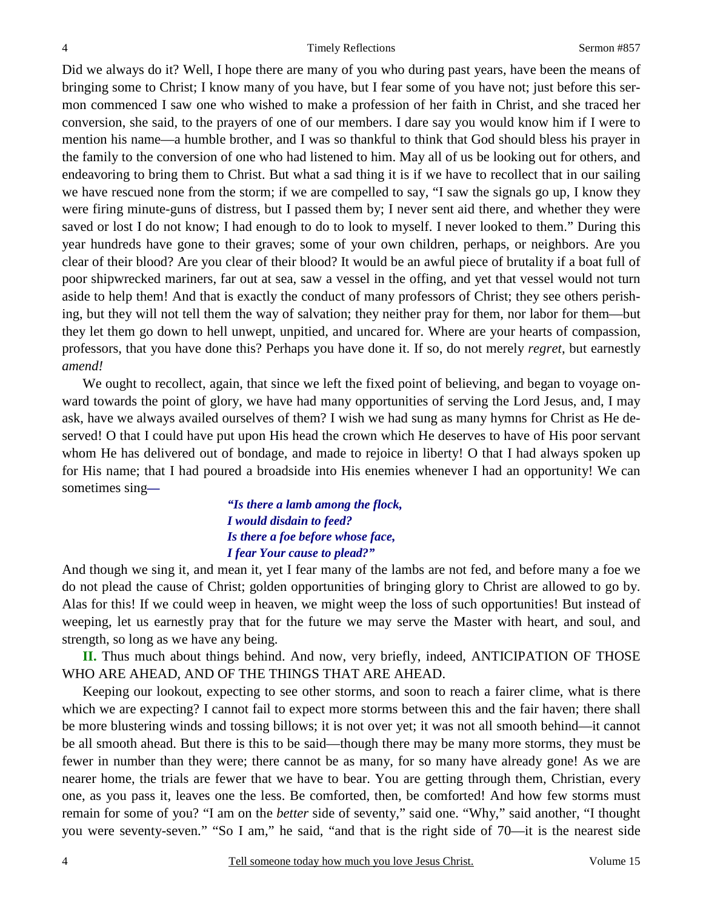Did we always do it? Well, I hope there are many of you who during past years, have been the means of bringing some to Christ; I know many of you have, but I fear some of you have not; just before this sermon commenced I saw one who wished to make a profession of her faith in Christ, and she traced her conversion, she said, to the prayers of one of our members. I dare say you would know him if I were to mention his name—a humble brother, and I was so thankful to think that God should bless his prayer in the family to the conversion of one who had listened to him. May all of us be looking out for others, and endeavoring to bring them to Christ. But what a sad thing it is if we have to recollect that in our sailing we have rescued none from the storm; if we are compelled to say, "I saw the signals go up, I know they were firing minute-guns of distress, but I passed them by; I never sent aid there, and whether they were saved or lost I do not know; I had enough to do to look to myself. I never looked to them." During this year hundreds have gone to their graves; some of your own children, perhaps, or neighbors. Are you clear of their blood? Are you clear of their blood? It would be an awful piece of brutality if a boat full of poor shipwrecked mariners, far out at sea, saw a vessel in the offing, and yet that vessel would not turn aside to help them! And that is exactly the conduct of many professors of Christ; they see others perishing, but they will not tell them the way of salvation; they neither pray for them, nor labor for them—but they let them go down to hell unwept, unpitied, and uncared for. Where are your hearts of compassion, professors, that you have done this? Perhaps you have done it. If so, do not merely *regret*, but earnestly *amend!*

We ought to recollect, again, that since we left the fixed point of believing, and began to voyage onward towards the point of glory, we have had many opportunities of serving the Lord Jesus, and, I may ask, have we always availed ourselves of them? I wish we had sung as many hymns for Christ as He deserved! O that I could have put upon His head the crown which He deserves to have of His poor servant whom He has delivered out of bondage, and made to rejoice in liberty! O that I had always spoken up for His name; that I had poured a broadside into His enemies whenever I had an opportunity! We can sometimes sing—

> ***"Is there a lamb among the flock,***
> ***I would disdain to feed?***
> ***Is there a foe before whose face,***
> ***I fear Your cause to plead?"***

And though we sing it, and mean it, yet I fear many of the lambs are not fed, and before many a foe we do not plead the cause of Christ; golden opportunities of bringing glory to Christ are allowed to go by. Alas for this! If we could weep in heaven, we might weep the loss of such opportunities! But instead of weeping, let us earnestly pray that for the future we may serve the Master with heart, and soul, and strength, so long as we have any being.

**II.** Thus much about things behind. And now, very briefly, indeed, ANTICIPATION OF THOSE WHO ARE AHEAD, AND OF THE THINGS THAT ARE AHEAD.

Keeping our lookout, expecting to see other storms, and soon to reach a fairer clime, what is there which we are expecting? I cannot fail to expect more storms between this and the fair haven; there shall be more blustering winds and tossing billows; it is not over yet; it was not all smooth behind—it cannot be all smooth ahead. But there is this to be said—though there may be many more storms, they must be fewer in number than they were; there cannot be as many, for so many have already gone! As we are nearer home, the trials are fewer that we have to bear. You are getting through them, Christian, every one, as you pass it, leaves one the less. Be comforted, then, be comforted! And how few storms must remain for some of you? "I am on the *better* side of seventy," said one. "Why," said another, "I thought you were seventy-seven." "So I am," he said, "and that is the right side of 70—it is the nearest side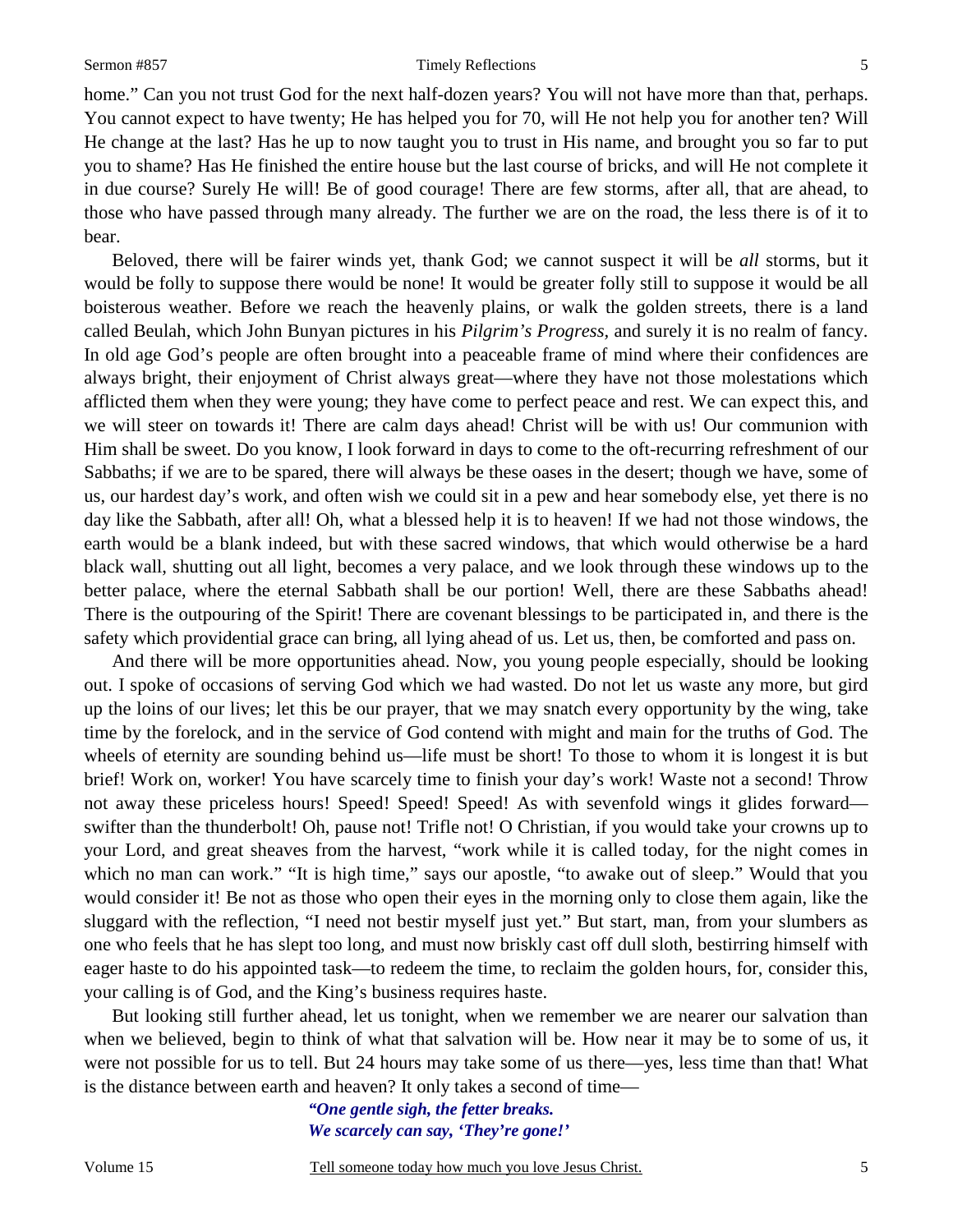home." Can you not trust God for the next half-dozen years? You will not have more than that, perhaps. You cannot expect to have twenty; He has helped you for 70, will He not help you for another ten? Will He change at the last? Has he up to now taught you to trust in His name, and brought you so far to put you to shame? Has He finished the entire house but the last course of bricks, and will He not complete it in due course? Surely He will! Be of good courage! There are few storms, after all, that are ahead, to those who have passed through many already. The further we are on the road, the less there is of it to bear.

Beloved, there will be fairer winds yet, thank God; we cannot suspect it will be *all* storms, but it would be folly to suppose there would be none! It would be greater folly still to suppose it would be all boisterous weather. Before we reach the heavenly plains, or walk the golden streets, there is a land called Beulah, which John Bunyan pictures in his *Pilgrim's Progress,* and surely it is no realm of fancy. In old age God's people are often brought into a peaceable frame of mind where their confidences are always bright, their enjoyment of Christ always great—where they have not those molestations which afflicted them when they were young; they have come to perfect peace and rest. We can expect this, and we will steer on towards it! There are calm days ahead! Christ will be with us! Our communion with Him shall be sweet. Do you know, I look forward in days to come to the oft-recurring refreshment of our Sabbaths; if we are to be spared, there will always be these oases in the desert; though we have, some of us, our hardest day's work, and often wish we could sit in a pew and hear somebody else, yet there is no day like the Sabbath, after all! Oh, what a blessed help it is to heaven! If we had not those windows, the earth would be a blank indeed, but with these sacred windows, that which would otherwise be a hard black wall, shutting out all light, becomes a very palace, and we look through these windows up to the better palace, where the eternal Sabbath shall be our portion! Well, there are these Sabbaths ahead! There is the outpouring of the Spirit! There are covenant blessings to be participated in, and there is the safety which providential grace can bring, all lying ahead of us. Let us, then, be comforted and pass on.

And there will be more opportunities ahead. Now, you young people especially, should be looking out. I spoke of occasions of serving God which we had wasted. Do not let us waste any more, but gird up the loins of our lives; let this be our prayer, that we may snatch every opportunity by the wing, take time by the forelock, and in the service of God contend with might and main for the truths of God. The wheels of eternity are sounding behind us—life must be short! To those to whom it is longest it is but brief! Work on, worker! You have scarcely time to finish your day's work! Waste not a second! Throw not away these priceless hours! Speed! Speed! Speed! As with sevenfold wings it glides forward—swifter than the thunderbolt! Oh, pause not! Trifle not! O Christian, if you would take your crowns up to your Lord, and great sheaves from the harvest, "work while it is called today, for the night comes in which no man can work." "It is high time," says our apostle, "to awake out of sleep." Would that you would consider it! Be not as those who open their eyes in the morning only to close them again, like the sluggard with the reflection, "I need not bestir myself just yet." But start, man, from your slumbers as one who feels that he has slept too long, and must now briskly cast off dull sloth, bestirring himself with eager haste to do his appointed task—to redeem the time, to reclaim the golden hours, for, consider this, your calling is of God, and the King's business requires haste.

But looking still further ahead, let us tonight, when we remember we are nearer our salvation than when we believed, begin to think of what that salvation will be. How near it may be to some of us, it were not possible for us to tell. But 24 hours may take some of us there—yes, less time than that! What is the distance between earth and heaven? It only takes a second of time—

> ***"One gentle sigh, the fetter breaks.***
> ***We scarcely can say, 'They're gone!'***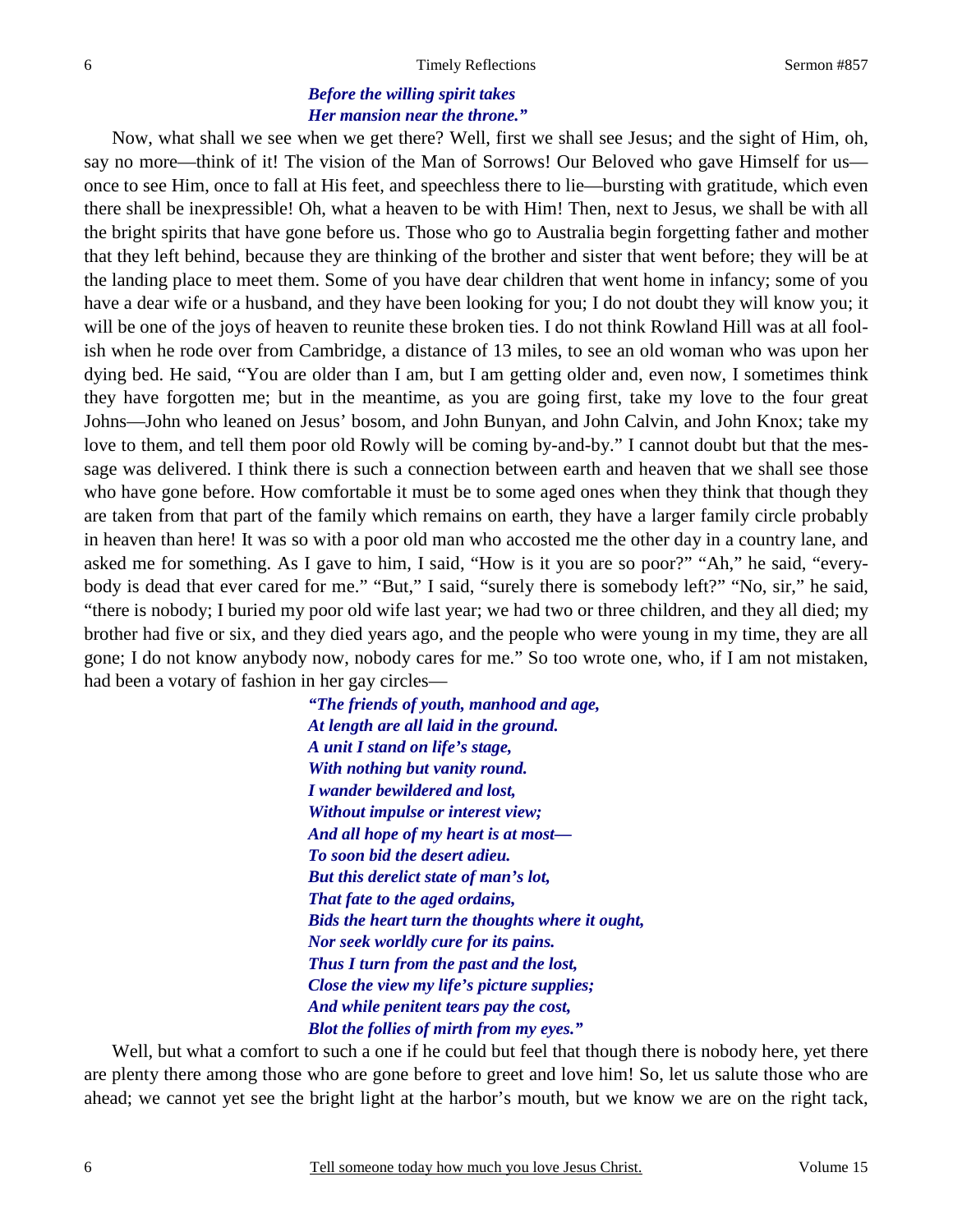*Before the willing spirit takes*
*Her mansion near the throne.”*

Now, what shall we see when we get there? Well, first we shall see Jesus; and the sight of Him, oh, say no more—think of it! The vision of the Man of Sorrows! Our Beloved who gave Himself for us—once to see Him, once to fall at His feet, and speechless there to lie—bursting with gratitude, which even there shall be inexpressible! Oh, what a heaven to be with Him! Then, next to Jesus, we shall be with all the bright spirits that have gone before us. Those who go to Australia begin forgetting father and mother that they left behind, because they are thinking of the brother and sister that went before; they will be at the landing place to meet them. Some of you have dear children that went home in infancy; some of you have a dear wife or a husband, and they have been looking for you; I do not doubt they will know you; it will be one of the joys of heaven to reunite these broken ties. I do not think Rowland Hill was at all foolish when he rode over from Cambridge, a distance of 13 miles, to see an old woman who was upon her dying bed. He said, “You are older than I am, but I am getting older and, even now, I sometimes think they have forgotten me; but in the meantime, as you are going first, take my love to the four great Johns—John who leaned on Jesus’ bosom, and John Bunyan, and John Calvin, and John Knox; take my love to them, and tell them poor old Rowly will be coming by-and-by.” I cannot doubt but that the message was delivered. I think there is such a connection between earth and heaven that we shall see those who have gone before. How comfortable it must be to some aged ones when they think that though they are taken from that part of the family which remains on earth, they have a larger family circle probably in heaven than here! It was so with a poor old man who accosted me the other day in a country lane, and asked me for something. As I gave to him, I said, “How is it you are so poor?” “Ah,” he said, “everybody is dead that ever cared for me.” “But,” I said, “surely there is somebody left?” “No, sir,” he said, “there is nobody; I buried my poor old wife last year; we had two or three children, and they all died; my brother had five or six, and they died years ago, and the people who were young in my time, they are all gone; I do not know anybody now, nobody cares for me.” So too wrote one, who, if I am not mistaken, had been a votary of fashion in her gay circles—

*“The friends of youth, manhood and age,*
*At length are all laid in the ground.*
*A unit I stand on life’s stage,*
*With nothing but vanity round.*
*I wander bewildered and lost,*
*Without impulse or interest view;*
*And all hope of my heart is at most—*
*To soon bid the desert adieu.*
*But this derelict state of man’s lot,*
*That fate to the aged ordains,*
*Bids the heart turn the thoughts where it ought,*
*Nor seek worldly cure for its pains.*
*Thus I turn from the past and the lost,*
*Close the view my life’s picture supplies;*
*And while penitent tears pay the cost,*
*Blot the follies of mirth from my eyes.”*

Well, but what a comfort to such a one if he could but feel that though there is nobody here, yet there are plenty there among those who are gone before to greet and love him! So, let us salute those who are ahead; we cannot yet see the bright light at the harbor’s mouth, but we know we are on the right tack,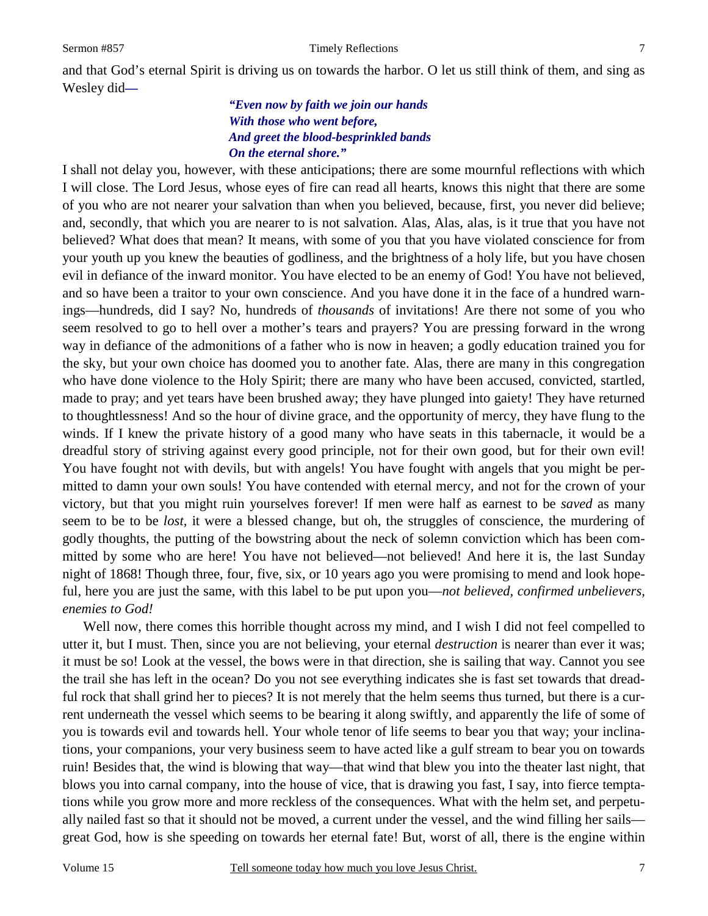and that God's eternal Spirit is driving us on towards the harbor. O let us still think of them, and sing as Wesley did—

> ***"Even now by faith we join our hands***
> ***With those who went before,***
> ***And greet the blood-besprinkled bands***
> ***On the eternal shore."***

I shall not delay you, however, with these anticipations; there are some mournful reflections with which I will close. The Lord Jesus, whose eyes of fire can read all hearts, knows this night that there are some of you who are not nearer your salvation than when you believed, because, first, you never did believe; and, secondly, that which you are nearer to is not salvation. Alas, Alas, alas, is it true that you have not believed? What does that mean? It means, with some of you that you have violated conscience for from your youth up you knew the beauties of godliness, and the brightness of a holy life, but you have chosen evil in defiance of the inward monitor. You have elected to be an enemy of God! You have not believed, and so have been a traitor to your own conscience. And you have done it in the face of a hundred warnings—hundreds, did I say? No, hundreds of *thousands* of invitations! Are there not some of you who seem resolved to go to hell over a mother's tears and prayers? You are pressing forward in the wrong way in defiance of the admonitions of a father who is now in heaven; a godly education trained you for the sky, but your own choice has doomed you to another fate. Alas, there are many in this congregation who have done violence to the Holy Spirit; there are many who have been accused, convicted, startled, made to pray; and yet tears have been brushed away; they have plunged into gaiety! They have returned to thoughtlessness! And so the hour of divine grace, and the opportunity of mercy, they have flung to the winds. If I knew the private history of a good many who have seats in this tabernacle, it would be a dreadful story of striving against every good principle, not for their own good, but for their own evil! You have fought not with devils, but with angels! You have fought with angels that you might be permitted to damn your own souls! You have contended with eternal mercy, and not for the crown of your victory, but that you might ruin yourselves forever! If men were half as earnest to be *saved* as many seem to be to be *lost,* it were a blessed change, but oh, the struggles of conscience, the murdering of godly thoughts, the putting of the bowstring about the neck of solemn conviction which has been committed by some who are here! You have not believed—not believed! And here it is, the last Sunday night of 1868! Though three, four, five, six, or 10 years ago you were promising to mend and look hopeful, here you are just the same, with this label to be put upon you—*not believed, confirmed unbelievers, enemies to God!*

Well now, there comes this horrible thought across my mind, and I wish I did not feel compelled to utter it, but I must. Then, since you are not believing, your eternal *destruction* is nearer than ever it was; it must be so! Look at the vessel, the bows were in that direction, she is sailing that way. Cannot you see the trail she has left in the ocean? Do you not see everything indicates she is fast set towards that dreadful rock that shall grind her to pieces? It is not merely that the helm seems thus turned, but there is a current underneath the vessel which seems to be bearing it along swiftly, and apparently the life of some of you is towards evil and towards hell. Your whole tenor of life seems to bear you that way; your inclinations, your companions, your very business seem to have acted like a gulf stream to bear you on towards ruin! Besides that, the wind is blowing that way—that wind that blew you into the theater last night, that blows you into carnal company, into the house of vice, that is drawing you fast, I say, into fierce temptations while you grow more and more reckless of the consequences. What with the helm set, and perpetually nailed fast so that it should not be moved, a current under the vessel, and the wind filling her sails—great God, how is she speeding on towards her eternal fate! But, worst of all, there is the engine within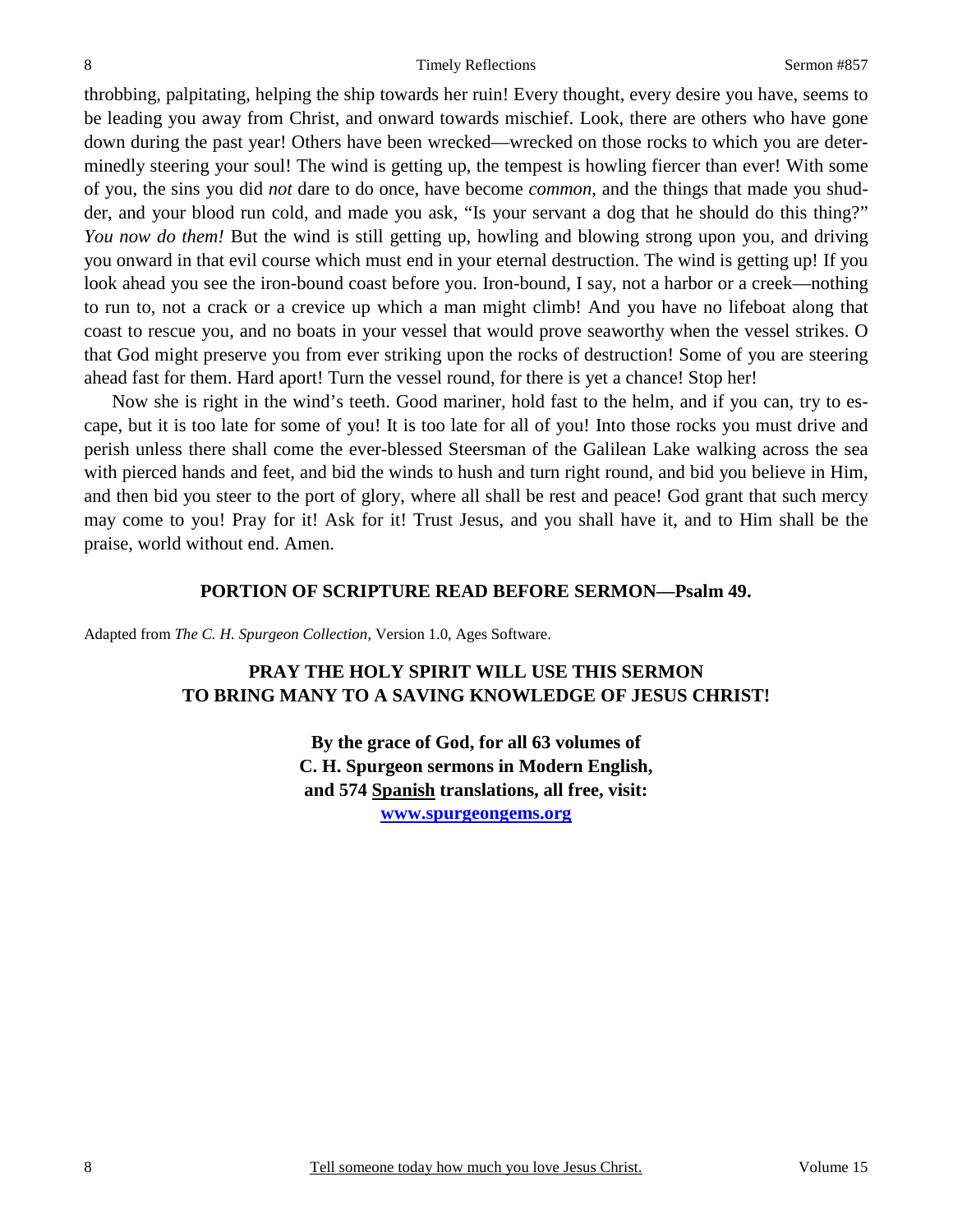throbbing, palpitating, helping the ship towards her ruin! Every thought, every desire you have, seems to be leading you away from Christ, and onward towards mischief. Look, there are others who have gone down during the past year! Others have been wrecked—wrecked on those rocks to which you are determinedly steering your soul! The wind is getting up, the tempest is howling fiercer than ever! With some of you, the sins you did *not* dare to do once, have become *common,* and the things that made you shudder, and your blood run cold, and made you ask, "Is your servant a dog that he should do this thing?" *You now do them!* But the wind is still getting up, howling and blowing strong upon you, and driving you onward in that evil course which must end in your eternal destruction. The wind is getting up! If you look ahead you see the iron-bound coast before you. Iron-bound, I say, not a harbor or a creek—nothing to run to, not a crack or a crevice up which a man might climb! And you have no lifeboat along that coast to rescue you, and no boats in your vessel that would prove seaworthy when the vessel strikes. O that God might preserve you from ever striking upon the rocks of destruction! Some of you are steering ahead fast for them. Hard aport! Turn the vessel round, for there is yet a chance! Stop her!

Now she is right in the wind's teeth. Good mariner, hold fast to the helm, and if you can, try to escape, but it is too late for some of you! It is too late for all of you! Into those rocks you must drive and perish unless there shall come the ever-blessed Steersman of the Galilean Lake walking across the sea with pierced hands and feet, and bid the winds to hush and turn right round, and bid you believe in Him, and then bid you steer to the port of glory, where all shall be rest and peace! God grant that such mercy may come to you! Pray for it! Ask for it! Trust Jesus, and you shall have it, and to Him shall be the praise, world without end. Amen.

**PORTION OF SCRIPTURE READ BEFORE SERMON—Psalm 49.**

Adapted from *The C. H. Spurgeon Collection,* Version 1.0, Ages Software.

**PRAY THE HOLY SPIRIT WILL USE THIS SERMON TO BRING MANY TO A SAVING KNOWLEDGE OF JESUS CHRIST!**

**By the grace of God, for all 63 volumes of C. H. Spurgeon sermons in Modern English, and 574 Spanish translations, all free, visit: www.spurgeongems.org**